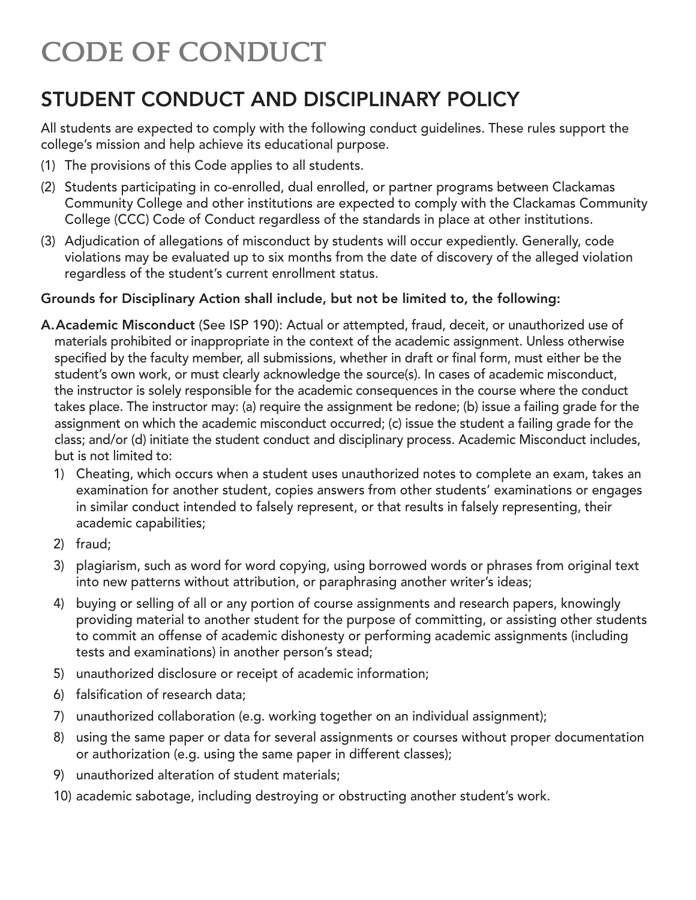# CODE OF CONDUCT

## STUDENT CONDUCT AND DISCIPLINARY POLICY

All students are expected to comply with the following conduct guidelines. These rules support the college's mission and help achieve its educational purpose.

(1) The provisions of this Code applies to all students.

(2) Students participating in co-enrolled, dual enrolled, or partner programs between Clackamas Community College and other institutions are expected to comply with the Clackamas Community College (CCC) Code of Conduct regardless of the standards in place at other institutions.

(3) Adjudication of allegations of misconduct by students will occur expediently. Generally, code violations may be evaluated up to six months from the date of discovery of the alleged violation regardless of the student's current enrollment status.

**Grounds for Disciplinary Action shall include, but not be limited to, the following:**

**A. Academic Misconduct** (See ISP 190): Actual or attempted, fraud, deceit, or unauthorized use of materials prohibited or inappropriate in the context of the academic assignment. Unless otherwise specified by the faculty member, all submissions, whether in draft or final form, must either be the student's own work, or must clearly acknowledge the source(s). In cases of academic misconduct, the instructor is solely responsible for the academic consequences in the course where the conduct takes place. The instructor may: (a) require the assignment be redone; (b) issue a failing grade for the assignment on which the academic misconduct occurred; (c) issue the student a failing grade for the class; and/or (d) initiate the student conduct and disciplinary process. Academic Misconduct includes, but is not limited to:

1) Cheating, which occurs when a student uses unauthorized notes to complete an exam, takes an examination for another student, copies answers from other students' examinations or engages in similar conduct intended to falsely represent, or that results in falsely representing, their academic capabilities;
2) fraud;
3) plagiarism, such as word for word copying, using borrowed words or phrases from original text into new patterns without attribution, or paraphrasing another writer's ideas;
4) buying or selling of all or any portion of course assignments and research papers, knowingly providing material to another student for the purpose of committing, or assisting other students to commit an offense of academic dishonesty or performing academic assignments (including tests and examinations) in another person's stead;
5) unauthorized disclosure or receipt of academic information;
6) falsification of research data;
7) unauthorized collaboration (e.g. working together on an individual assignment);
8) using the same paper or data for several assignments or courses without proper documentation or authorization (e.g. using the same paper in different classes);
9) unauthorized alteration of student materials;
10) academic sabotage, including destroying or obstructing another student's work.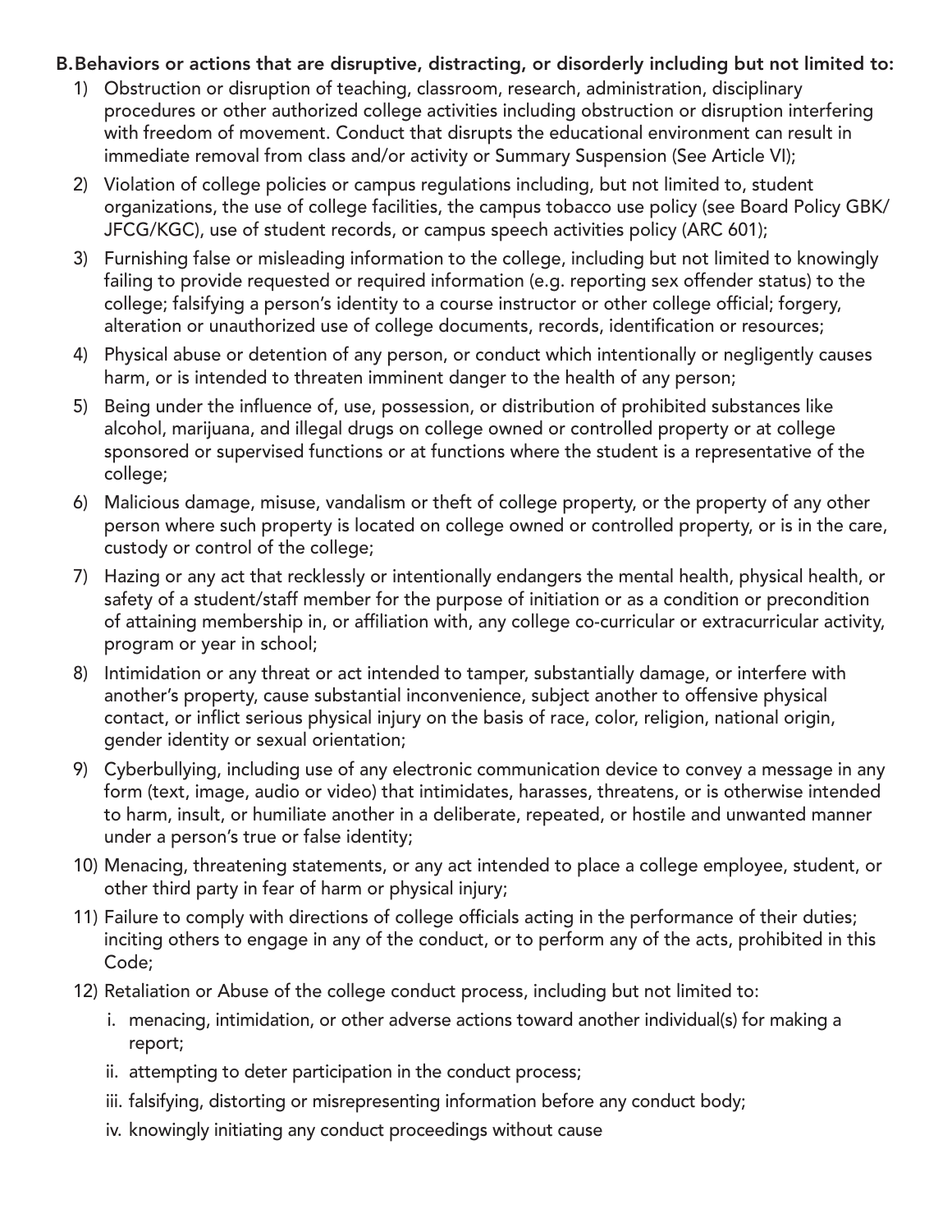**B. Behaviors or actions that are disruptive, distracting, or disorderly including but not limited to:**

1) Obstruction or disruption of teaching, classroom, research, administration, disciplinary procedures or other authorized college activities including obstruction or disruption interfering with freedom of movement. Conduct that disrupts the educational environment can result in immediate removal from class and/or activity or Summary Suspension (See Article VI);
2) Violation of college policies or campus regulations including, but not limited to, student organizations, the use of college facilities, the campus tobacco use policy (see Board Policy GBK/JFCG/KGC), use of student records, or campus speech activities policy (ARC 601);
3) Furnishing false or misleading information to the college, including but not limited to knowingly failing to provide requested or required information (e.g. reporting sex offender status) to the college; falsifying a person's identity to a course instructor or other college official; forgery, alteration or unauthorized use of college documents, records, identification or resources;
4) Physical abuse or detention of any person, or conduct which intentionally or negligently causes harm, or is intended to threaten imminent danger to the health of any person;
5) Being under the influence of, use, possession, or distribution of prohibited substances like alcohol, marijuana, and illegal drugs on college owned or controlled property or at college sponsored or supervised functions or at functions where the student is a representative of the college;
6) Malicious damage, misuse, vandalism or theft of college property, or the property of any other person where such property is located on college owned or controlled property, or is in the care, custody or control of the college;
7) Hazing or any act that recklessly or intentionally endangers the mental health, physical health, or safety of a student/staff member for the purpose of initiation or as a condition or precondition of attaining membership in, or affiliation with, any college co-curricular or extracurricular activity, program or year in school;
8) Intimidation or any threat or act intended to tamper, substantially damage, or interfere with another's property, cause substantial inconvenience, subject another to offensive physical contact, or inflict serious physical injury on the basis of race, color, religion, national origin, gender identity or sexual orientation;
9) Cyberbullying, including use of any electronic communication device to convey a message in any form (text, image, audio or video) that intimidates, harasses, threatens, or is otherwise intended to harm, insult, or humiliate another in a deliberate, repeated, or hostile and unwanted manner under a person's true or false identity;
10) Menacing, threatening statements, or any act intended to place a college employee, student, or other third party in fear of harm or physical injury;
11) Failure to comply with directions of college officials acting in the performance of their duties; inciting others to engage in any of the conduct, or to perform any of the acts, prohibited in this Code;
12) Retaliation or Abuse of the college conduct process, including but not limited to:
    i. menacing, intimidation, or other adverse actions toward another individual(s) for making a report;
    ii. attempting to deter participation in the conduct process;
    iii. falsifying, distorting or misrepresenting information before any conduct body;
    iv. knowingly initiating any conduct proceedings without cause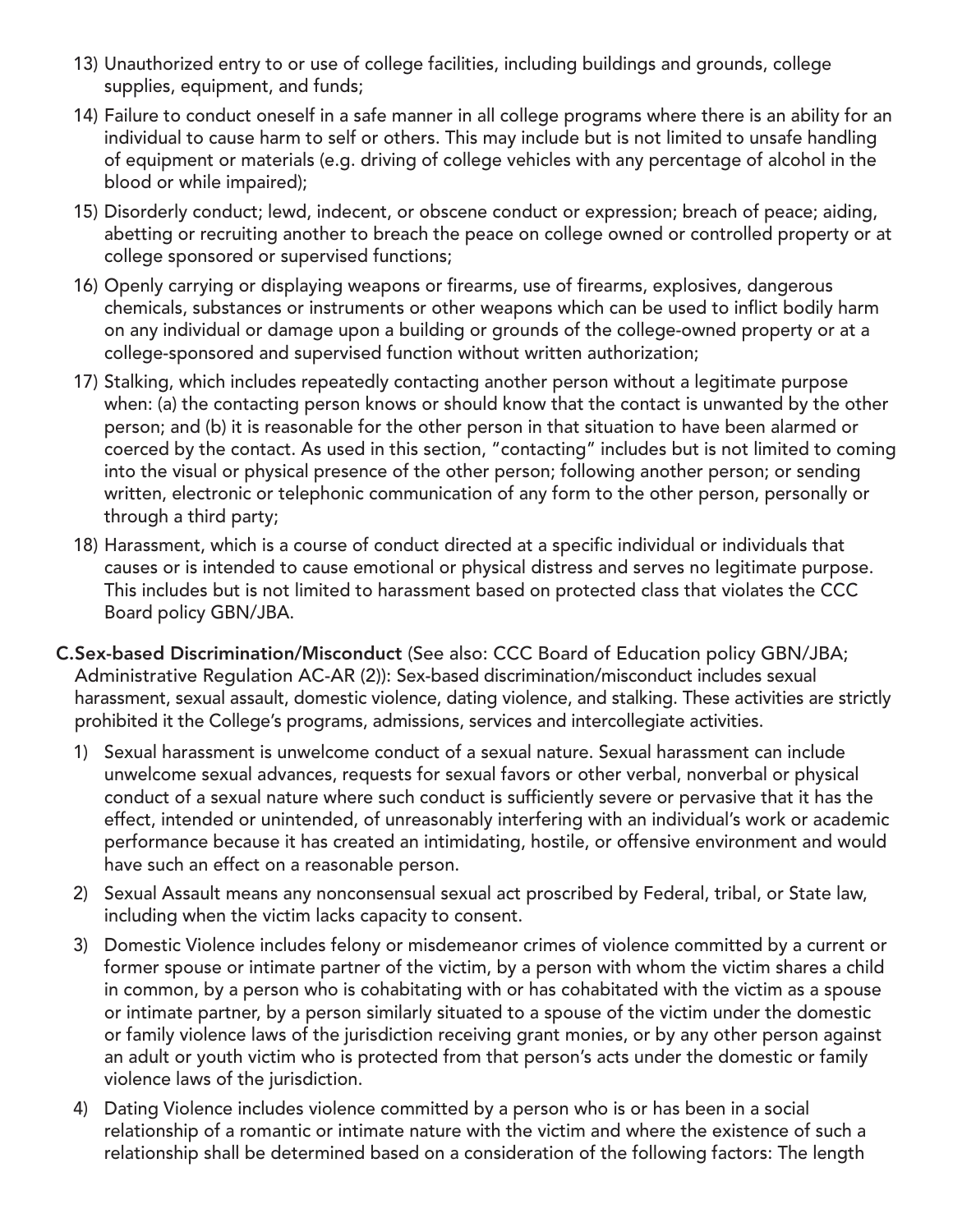13) Unauthorized entry to or use of college facilities, including buildings and grounds, college supplies, equipment, and funds;
14) Failure to conduct oneself in a safe manner in all college programs where there is an ability for an individual to cause harm to self or others. This may include but is not limited to unsafe handling of equipment or materials (e.g. driving of college vehicles with any percentage of alcohol in the blood or while impaired);
15) Disorderly conduct; lewd, indecent, or obscene conduct or expression; breach of peace; aiding, abetting or recruiting another to breach the peace on college owned or controlled property or at college sponsored or supervised functions;
16) Openly carrying or displaying weapons or firearms, use of firearms, explosives, dangerous chemicals, substances or instruments or other weapons which can be used to inflict bodily harm on any individual or damage upon a building or grounds of the college-owned property or at a college-sponsored and supervised function without written authorization;
17) Stalking, which includes repeatedly contacting another person without a legitimate purpose when: (a) the contacting person knows or should know that the contact is unwanted by the other person; and (b) it is reasonable for the other person in that situation to have been alarmed or coerced by the contact. As used in this section, "contacting" includes but is not limited to coming into the visual or physical presence of the other person; following another person; or sending written, electronic or telephonic communication of any form to the other person, personally or through a third party;
18) Harassment, which is a course of conduct directed at a specific individual or individuals that causes or is intended to cause emotional or physical distress and serves no legitimate purpose. This includes but is not limited to harassment based on protected class that violates the CCC Board policy GBN/JBA.

C. **Sex-based Discrimination/Misconduct** (See also: CCC Board of Education policy GBN/JBA; Administrative Regulation AC-AR (2)): Sex-based discrimination/misconduct includes sexual harassment, sexual assault, domestic violence, dating violence, and stalking. These activities are strictly prohibited it the College's programs, admissions, services and intercollegiate activities.

1) Sexual harassment is unwelcome conduct of a sexual nature. Sexual harassment can include unwelcome sexual advances, requests for sexual favors or other verbal, nonverbal or physical conduct of a sexual nature where such conduct is sufficiently severe or pervasive that it has the effect, intended or unintended, of unreasonably interfering with an individual's work or academic performance because it has created an intimidating, hostile, or offensive environment and would have such an effect on a reasonable person.
2) Sexual Assault means any nonconsensual sexual act proscribed by Federal, tribal, or State law, including when the victim lacks capacity to consent.
3) Domestic Violence includes felony or misdemeanor crimes of violence committed by a current or former spouse or intimate partner of the victim, by a person with whom the victim shares a child in common, by a person who is cohabitating with or has cohabitated with the victim as a spouse or intimate partner, by a person similarly situated to a spouse of the victim under the domestic or family violence laws of the jurisdiction receiving grant monies, or by any other person against an adult or youth victim who is protected from that person's acts under the domestic or family violence laws of the jurisdiction.
4) Dating Violence includes violence committed by a person who is or has been in a social relationship of a romantic or intimate nature with the victim and where the existence of such a relationship shall be determined based on a consideration of the following factors: The length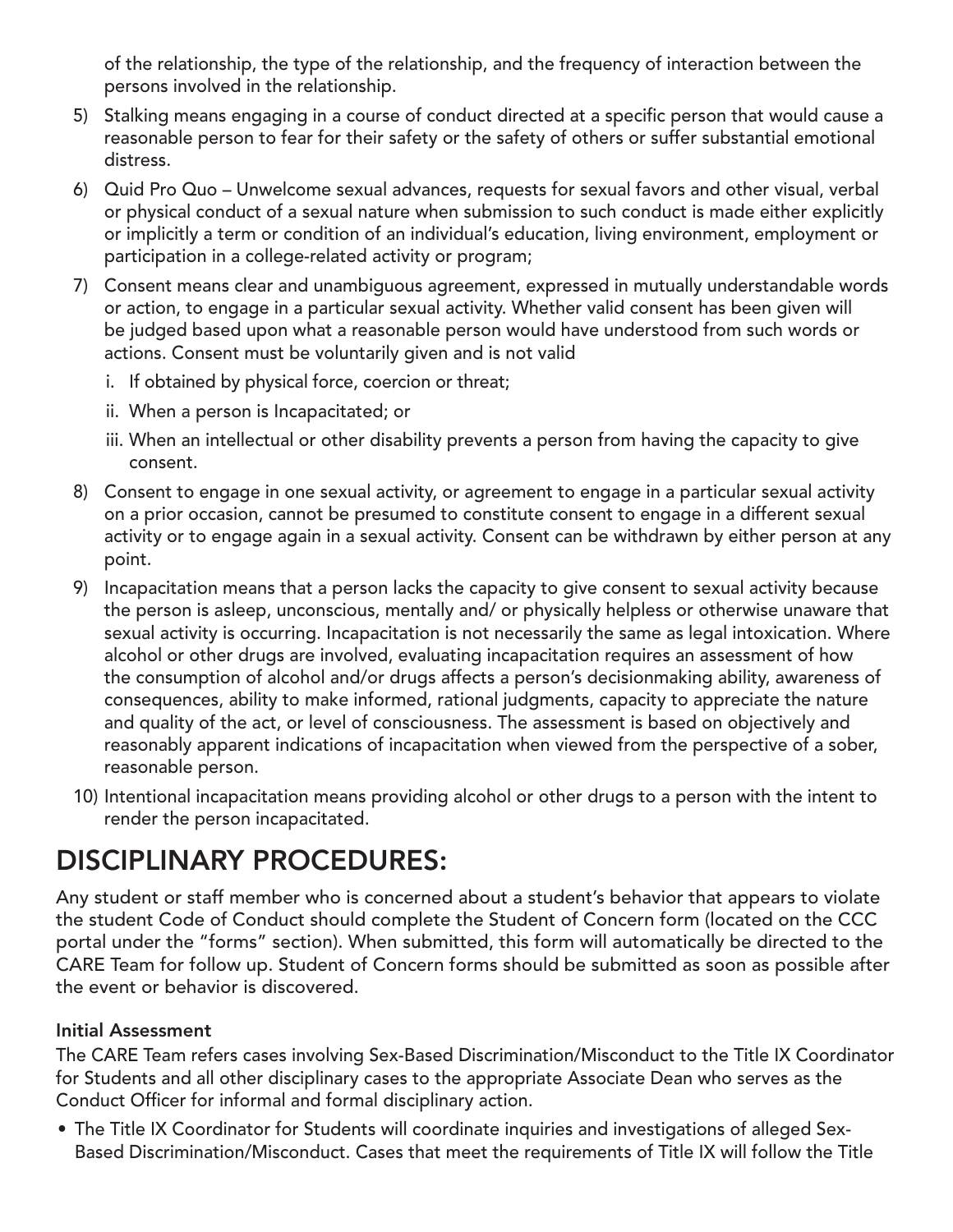of the relationship, the type of the relationship, and the frequency of interaction between the persons involved in the relationship.

5) Stalking means engaging in a course of conduct directed at a specific person that would cause a reasonable person to fear for their safety or the safety of others or suffer substantial emotional distress.
6) Quid Pro Quo – Unwelcome sexual advances, requests for sexual favors and other visual, verbal or physical conduct of a sexual nature when submission to such conduct is made either explicitly or implicitly a term or condition of an individual's education, living environment, employment or participation in a college-related activity or program;
7) Consent means clear and unambiguous agreement, expressed in mutually understandable words or action, to engage in a particular sexual activity. Whether valid consent has been given will be judged based upon what a reasonable person would have understood from such words or actions. Consent must be voluntarily given and is not valid
   i. If obtained by physical force, coercion or threat;
   ii. When a person is Incapacitated; or
   iii. When an intellectual or other disability prevents a person from having the capacity to give consent.
8) Consent to engage in one sexual activity, or agreement to engage in a particular sexual activity on a prior occasion, cannot be presumed to constitute consent to engage in a different sexual activity or to engage again in a sexual activity. Consent can be withdrawn by either person at any point.
9) Incapacitation means that a person lacks the capacity to give consent to sexual activity because the person is asleep, unconscious, mentally and/ or physically helpless or otherwise unaware that sexual activity is occurring. Incapacitation is not necessarily the same as legal intoxication. Where alcohol or other drugs are involved, evaluating incapacitation requires an assessment of how the consumption of alcohol and/or drugs affects a person's decisionmaking ability, awareness of consequences, ability to make informed, rational judgments, capacity to appreciate the nature and quality of the act, or level of consciousness. The assessment is based on objectively and reasonably apparent indications of incapacitation when viewed from the perspective of a sober, reasonable person.
10) Intentional incapacitation means providing alcohol or other drugs to a person with the intent to render the person incapacitated.

# DISCIPLINARY PROCEDURES:

Any student or staff member who is concerned about a student's behavior that appears to violate the student Code of Conduct should complete the Student of Concern form (located on the CCC portal under the "forms" section). When submitted, this form will automatically be directed to the CARE Team for follow up. Student of Concern forms should be submitted as soon as possible after the event or behavior is discovered.

**Initial Assessment**

The CARE Team refers cases involving Sex-Based Discrimination/Misconduct to the Title IX Coordinator for Students and all other disciplinary cases to the appropriate Associate Dean who serves as the Conduct Officer for informal and formal disciplinary action.

- The Title IX Coordinator for Students will coordinate inquiries and investigations of alleged Sex-Based Discrimination/Misconduct. Cases that meet the requirements of Title IX will follow the Title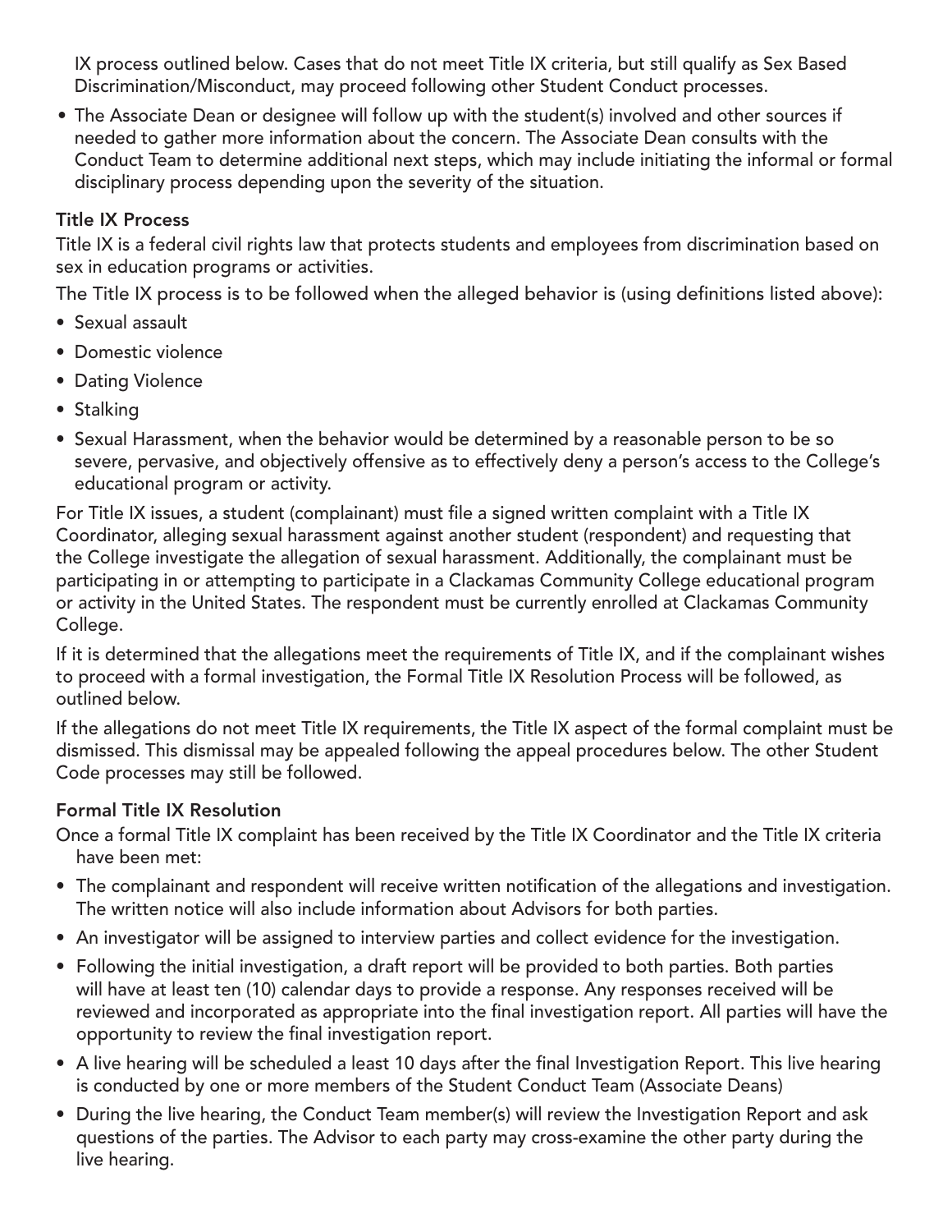IX process outlined below. Cases that do not meet Title IX criteria, but still qualify as Sex Based Discrimination/Misconduct, may proceed following other Student Conduct processes.

- The Associate Dean or designee will follow up with the student(s) involved and other sources if needed to gather more information about the concern. The Associate Dean consults with the Conduct Team to determine additional next steps, which may include initiating the informal or formal disciplinary process depending upon the severity of the situation.

### Title IX Process

Title IX is a federal civil rights law that protects students and employees from discrimination based on sex in education programs or activities.

The Title IX process is to be followed when the alleged behavior is (using definitions listed above):

- Sexual assault
- Domestic violence
- Dating Violence
- Stalking
- Sexual Harassment, when the behavior would be determined by a reasonable person to be so severe, pervasive, and objectively offensive as to effectively deny a person's access to the College's educational program or activity.

For Title IX issues, a student (complainant) must file a signed written complaint with a Title IX Coordinator, alleging sexual harassment against another student (respondent) and requesting that the College investigate the allegation of sexual harassment. Additionally, the complainant must be participating in or attempting to participate in a Clackamas Community College educational program or activity in the United States. The respondent must be currently enrolled at Clackamas Community College.

If it is determined that the allegations meet the requirements of Title IX, and if the complainant wishes to proceed with a formal investigation, the Formal Title IX Resolution Process will be followed, as outlined below.

If the allegations do not meet Title IX requirements, the Title IX aspect of the formal complaint must be dismissed. This dismissal may be appealed following the appeal procedures below. The other Student Code processes may still be followed.

### Formal Title IX Resolution

Once a formal Title IX complaint has been received by the Title IX Coordinator and the Title IX criteria have been met:

- The complainant and respondent will receive written notification of the allegations and investigation. The written notice will also include information about Advisors for both parties.
- An investigator will be assigned to interview parties and collect evidence for the investigation.
- Following the initial investigation, a draft report will be provided to both parties. Both parties will have at least ten (10) calendar days to provide a response. Any responses received will be reviewed and incorporated as appropriate into the final investigation report. All parties will have the opportunity to review the final investigation report.
- A live hearing will be scheduled a least 10 days after the final Investigation Report. This live hearing is conducted by one or more members of the Student Conduct Team (Associate Deans)
- During the live hearing, the Conduct Team member(s) will review the Investigation Report and ask questions of the parties. The Advisor to each party may cross-examine the other party during the live hearing.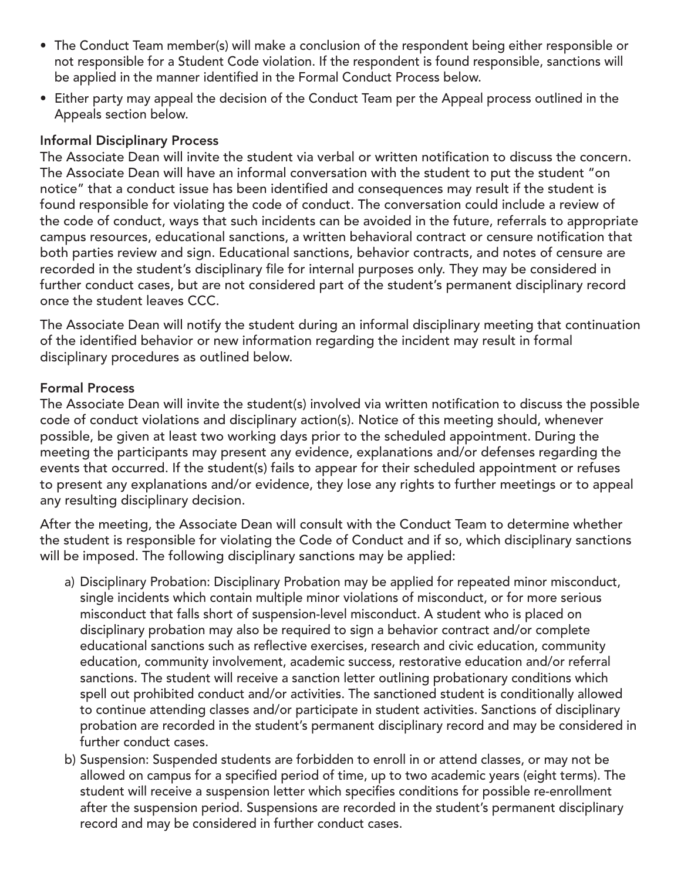- The Conduct Team member(s) will make a conclusion of the respondent being either responsible or not responsible for a Student Code violation. If the respondent is found responsible, sanctions will be applied in the manner identified in the Formal Conduct Process below.
- Either party may appeal the decision of the Conduct Team per the Appeal process outlined in the Appeals section below.

**Informal Disciplinary Process**

The Associate Dean will invite the student via verbal or written notification to discuss the concern. The Associate Dean will have an informal conversation with the student to put the student "on notice" that a conduct issue has been identified and consequences may result if the student is found responsible for violating the code of conduct. The conversation could include a review of the code of conduct, ways that such incidents can be avoided in the future, referrals to appropriate campus resources, educational sanctions, a written behavioral contract or censure notification that both parties review and sign. Educational sanctions, behavior contracts, and notes of censure are recorded in the student's disciplinary file for internal purposes only. They may be considered in further conduct cases, but are not considered part of the student's permanent disciplinary record once the student leaves CCC.

The Associate Dean will notify the student during an informal disciplinary meeting that continuation of the identified behavior or new information regarding the incident may result in formal disciplinary procedures as outlined below.

**Formal Process**

The Associate Dean will invite the student(s) involved via written notification to discuss the possible code of conduct violations and disciplinary action(s). Notice of this meeting should, whenever possible, be given at least two working days prior to the scheduled appointment. During the meeting the participants may present any evidence, explanations and/or defenses regarding the events that occurred. If the student(s) fails to appear for their scheduled appointment or refuses to present any explanations and/or evidence, they lose any rights to further meetings or to appeal any resulting disciplinary decision.

After the meeting, the Associate Dean will consult with the Conduct Team to determine whether the student is responsible for violating the Code of Conduct and if so, which disciplinary sanctions will be imposed. The following disciplinary sanctions may be applied:

a) Disciplinary Probation: Disciplinary Probation may be applied for repeated minor misconduct, single incidents which contain multiple minor violations of misconduct, or for more serious misconduct that falls short of suspension-level misconduct. A student who is placed on disciplinary probation may also be required to sign a behavior contract and/or complete educational sanctions such as reflective exercises, research and civic education, community education, community involvement, academic success, restorative education and/or referral sanctions. The student will receive a sanction letter outlining probationary conditions which spell out prohibited conduct and/or activities. The sanctioned student is conditionally allowed to continue attending classes and/or participate in student activities. Sanctions of disciplinary probation are recorded in the student's permanent disciplinary record and may be considered in further conduct cases.

b) Suspension: Suspended students are forbidden to enroll in or attend classes, or may not be allowed on campus for a specified period of time, up to two academic years (eight terms). The student will receive a suspension letter which specifies conditions for possible re-enrollment after the suspension period. Suspensions are recorded in the student's permanent disciplinary record and may be considered in further conduct cases.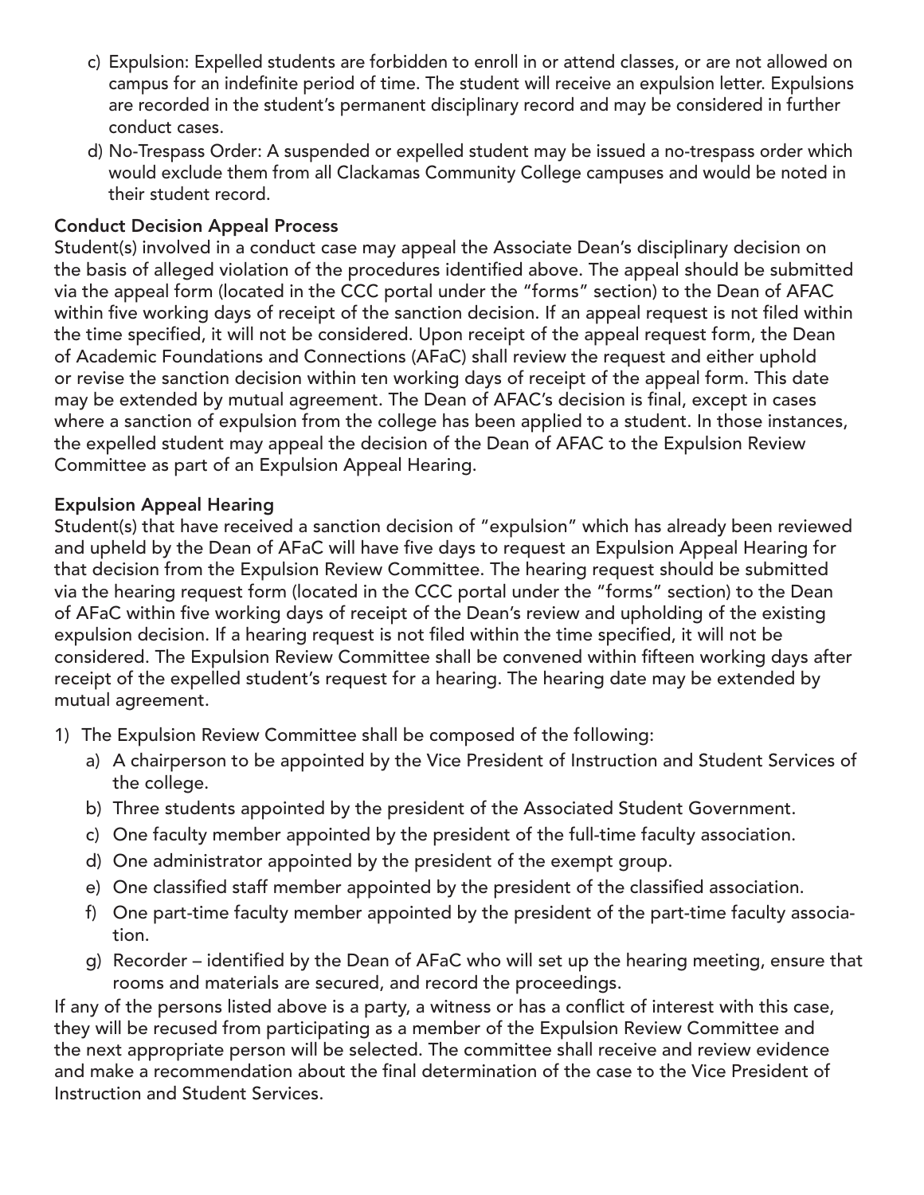c) Expulsion: Expelled students are forbidden to enroll in or attend classes, or are not allowed on campus for an indefinite period of time. The student will receive an expulsion letter. Expulsions are recorded in the student's permanent disciplinary record and may be considered in further conduct cases.

d) No-Trespass Order: A suspended or expelled student may be issued a no-trespass order which would exclude them from all Clackamas Community College campuses and would be noted in their student record.

**Conduct Decision Appeal Process**

Student(s) involved in a conduct case may appeal the Associate Dean's disciplinary decision on the basis of alleged violation of the procedures identified above. The appeal should be submitted via the appeal form (located in the CCC portal under the "forms" section) to the Dean of AFAC within five working days of receipt of the sanction decision. If an appeal request is not filed within the time specified, it will not be considered. Upon receipt of the appeal request form, the Dean of Academic Foundations and Connections (AFaC) shall review the request and either uphold or revise the sanction decision within ten working days of receipt of the appeal form. This date may be extended by mutual agreement. The Dean of AFAC's decision is final, except in cases where a sanction of expulsion from the college has been applied to a student. In those instances, the expelled student may appeal the decision of the Dean of AFAC to the Expulsion Review Committee as part of an Expulsion Appeal Hearing.

**Expulsion Appeal Hearing**

Student(s) that have received a sanction decision of "expulsion" which has already been reviewed and upheld by the Dean of AFaC will have five days to request an Expulsion Appeal Hearing for that decision from the Expulsion Review Committee. The hearing request should be submitted via the hearing request form (located in the CCC portal under the "forms" section) to the Dean of AFaC within five working days of receipt of the Dean's review and upholding of the existing expulsion decision. If a hearing request is not filed within the time specified, it will not be considered. The Expulsion Review Committee shall be convened within fifteen working days after receipt of the expelled student's request for a hearing. The hearing date may be extended by mutual agreement.

1) The Expulsion Review Committee shall be composed of the following:
   a) A chairperson to be appointed by the Vice President of Instruction and Student Services of the college.
   b) Three students appointed by the president of the Associated Student Government.
   c) One faculty member appointed by the president of the full-time faculty association.
   d) One administrator appointed by the president of the exempt group.
   e) One classified staff member appointed by the president of the classified association.
   f) One part-time faculty member appointed by the president of the part-time faculty association.
   g) Recorder – identified by the Dean of AFaC who will set up the hearing meeting, ensure that rooms and materials are secured, and record the proceedings.

If any of the persons listed above is a party, a witness or has a conflict of interest with this case, they will be recused from participating as a member of the Expulsion Review Committee and the next appropriate person will be selected. The committee shall receive and review evidence and make a recommendation about the final determination of the case to the Vice President of Instruction and Student Services.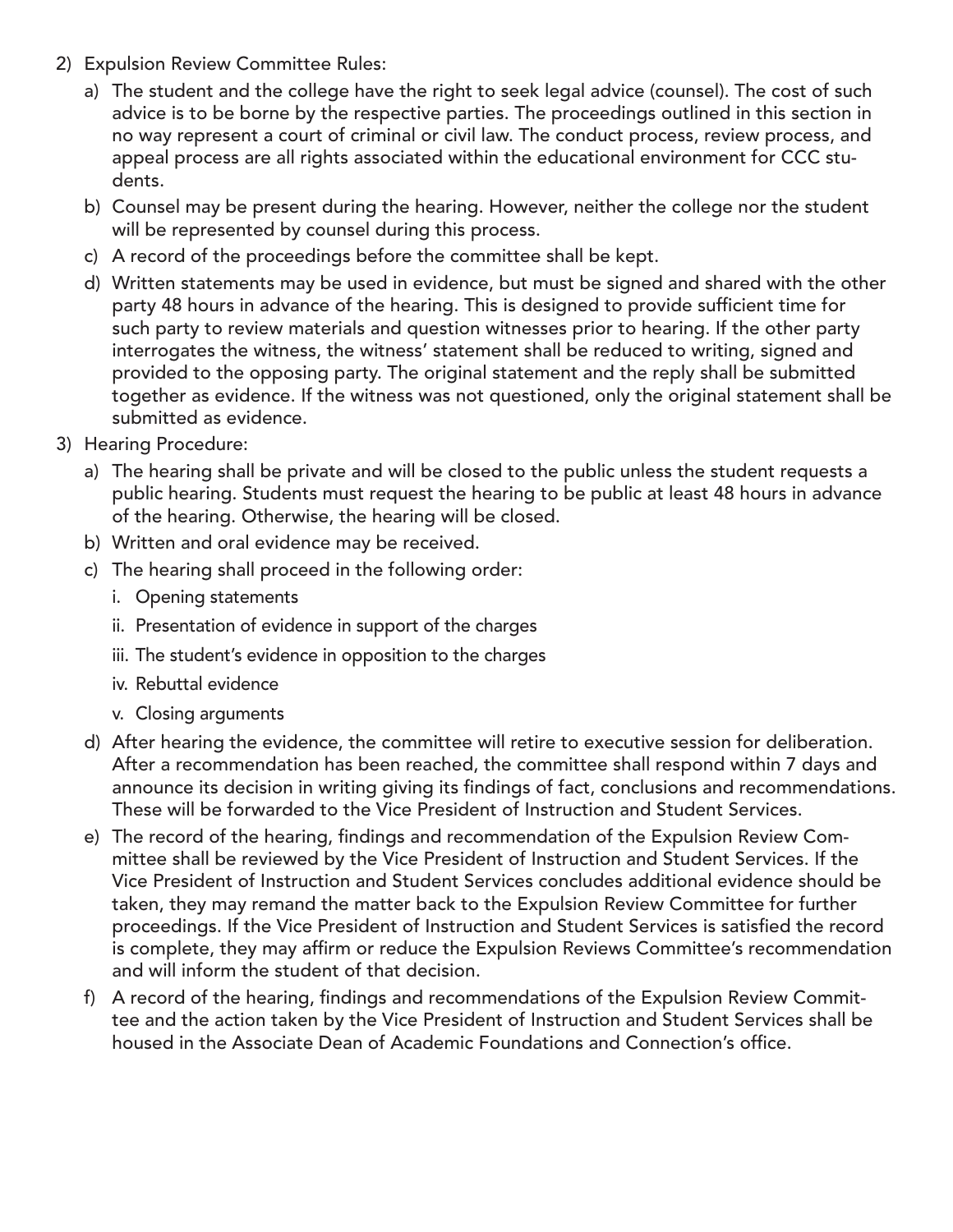2) Expulsion Review Committee Rules:
   a) The student and the college have the right to seek legal advice (counsel). The cost of such advice is to be borne by the respective parties. The proceedings outlined in this section in no way represent a court of criminal or civil law. The conduct process, review process, and appeal process are all rights associated within the educational environment for CCC students.
   b) Counsel may be present during the hearing. However, neither the college nor the student will be represented by counsel during this process.
   c) A record of the proceedings before the committee shall be kept.
   d) Written statements may be used in evidence, but must be signed and shared with the other party 48 hours in advance of the hearing. This is designed to provide sufficient time for such party to review materials and question witnesses prior to hearing. If the other party interrogates the witness, the witness' statement shall be reduced to writing, signed and provided to the opposing party. The original statement and the reply shall be submitted together as evidence. If the witness was not questioned, only the original statement shall be submitted as evidence.
3) Hearing Procedure:
   a) The hearing shall be private and will be closed to the public unless the student requests a public hearing. Students must request the hearing to be public at least 48 hours in advance of the hearing. Otherwise, the hearing will be closed.
   b) Written and oral evidence may be received.
   c) The hearing shall proceed in the following order:
      i. Opening statements
      ii. Presentation of evidence in support of the charges
      iii. The student's evidence in opposition to the charges
      iv. Rebuttal evidence
      v. Closing arguments
   d) After hearing the evidence, the committee will retire to executive session for deliberation. After a recommendation has been reached, the committee shall respond within 7 days and announce its decision in writing giving its findings of fact, conclusions and recommendations. These will be forwarded to the Vice President of Instruction and Student Services.
   e) The record of the hearing, findings and recommendation of the Expulsion Review Committee shall be reviewed by the Vice President of Instruction and Student Services. If the Vice President of Instruction and Student Services concludes additional evidence should be taken, they may remand the matter back to the Expulsion Review Committee for further proceedings. If the Vice President of Instruction and Student Services is satisfied the record is complete, they may affirm or reduce the Expulsion Reviews Committee's recommendation and will inform the student of that decision.
   f) A record of the hearing, findings and recommendations of the Expulsion Review Committee and the action taken by the Vice President of Instruction and Student Services shall be housed in the Associate Dean of Academic Foundations and Connection's office.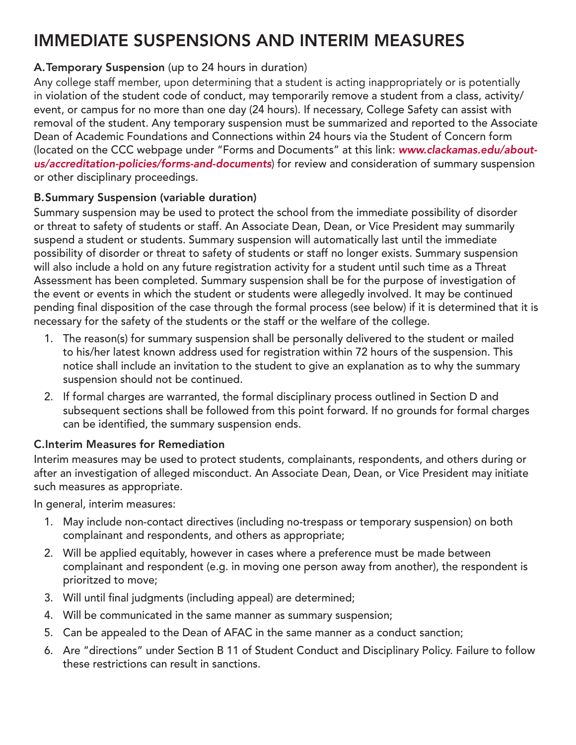# IMMEDIATE SUSPENSIONS AND INTERIM MEASURES

### A. Temporary Suspension (up to 24 hours in duration)

Any college staff member, upon determining that a student is acting inappropriately or is potentially in violation of the student code of conduct, may temporarily remove a student from a class, activity/event, or campus for no more than one day (24 hours). If necessary, College Safety can assist with removal of the student. Any temporary suspension must be summarized and reported to the Associate Dean of Academic Foundations and Connections within 24 hours via the Student of Concern form (located on the CCC webpage under "Forms and Documents" at this link: *www.clackamas.edu/about-us/accreditation-policies/forms-and-documents*) for review and consideration of summary suspension or other disciplinary proceedings.

### B. Summary Suspension (variable duration)

Summary suspension may be used to protect the school from the immediate possibility of disorder or threat to safety of students or staff. An Associate Dean, Dean, or Vice President may summarily suspend a student or students. Summary suspension will automatically last until the immediate possibility of disorder or threat to safety of students or staff no longer exists. Summary suspension will also include a hold on any future registration activity for a student until such time as a Threat Assessment has been completed. Summary suspension shall be for the purpose of investigation of the event or events in which the student or students were allegedly involved. It may be continued pending final disposition of the case through the formal process (see below) if it is determined that it is necessary for the safety of the students or the staff or the welfare of the college.

1. The reason(s) for summary suspension shall be personally delivered to the student or mailed to his/her latest known address used for registration within 72 hours of the suspension. This notice shall include an invitation to the student to give an explanation as to why the summary suspension should not be continued.
2. If formal charges are warranted, the formal disciplinary process outlined in Section D and subsequent sections shall be followed from this point forward. If no grounds for formal charges can be identified, the summary suspension ends.

### C. Interim Measures for Remediation

Interim measures may be used to protect students, complainants, respondents, and others during or after an investigation of alleged misconduct. An Associate Dean, Dean, or Vice President may initiate such measures as appropriate.

In general, interim measures:

1. May include non-contact directives (including no-trespass or temporary suspension) on both complainant and respondents, and others as appropriate;
2. Will be applied equitably, however in cases where a preference must be made between complainant and respondent (e.g. in moving one person away from another), the respondent is prioritzed to move;
3. Will until final judgments (including appeal) are determined;
4. Will be communicated in the same manner as summary suspension;
5. Can be appealed to the Dean of AFAC in the same manner as a conduct sanction;
6. Are "directions" under Section B 11 of Student Conduct and Disciplinary Policy. Failure to follow these restrictions can result in sanctions.